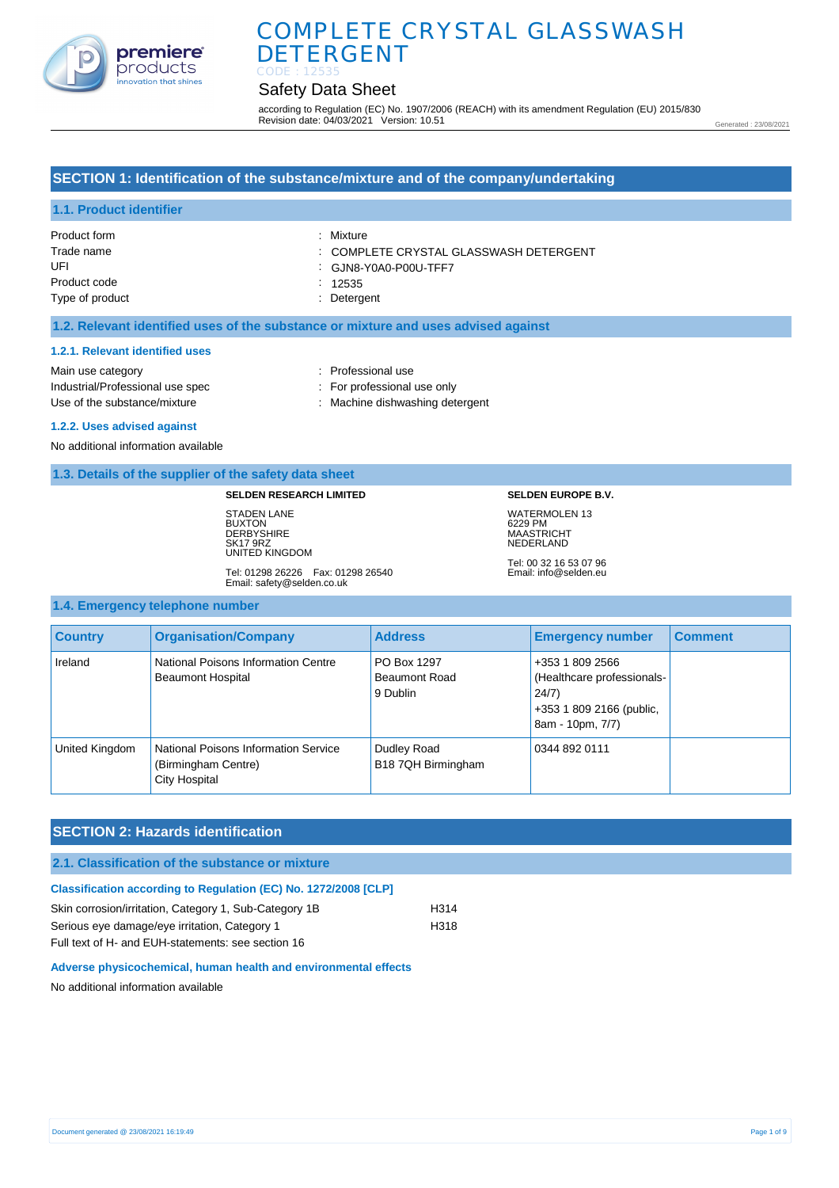# COMPLETE CRYSTAL GLASSWASH DETERGENT

CODE : 12535

## Safety Data Sheet

according to Regulation (EC) No. 1907/2006 (REACH) with its amendment Regulation (EU) 2015/830
Revision date: 04/03/2021 Version: 10.51

Generated : 23/08/2021

## SECTION 1: Identification of the substance/mixture and of the company/undertaking

### 1.1. Product identifier

| | |
|---|---|
| Product form | : Mixture |
| Trade name | : COMPLETE CRYSTAL GLASSWASH DETERGENT |
| UFI | : GJN8-Y0A0-P00U-TFF7 |
| Product code | : 12535 |
| Type of product | : Detergent |

### 1.2. Relevant identified uses of the substance or mixture and uses advised against

#### 1.2.1. Relevant identified uses

| | |
|---|---|
| Main use category | : Professional use |
| Industrial/Professional use spec | : For professional use only |
| Use of the substance/mixture | : Machine dishwashing detergent |

#### 1.2.2. Uses advised against

No additional information available

### 1.3. Details of the supplier of the safety data sheet

**SELDEN RESEARCH LIMITED**

STADEN LANE
BUXTON
DERBYSHIRE
SK17 9RZ
UNITED KINGDOM

Tel: 01298 26226 Fax: 01298 26540
Email: safety@selden.co.uk

**SELDEN EUROPE B.V.**

WATERMOLEN 13
6229 PM
MAASTRICHT
NEDERLAND

Tel: 00 32 16 53 07 96
Email: info@selden.eu

### 1.4. Emergency telephone number

| Country | Organisation/Company | Address | Emergency number | Comment |
|---|---|---|---|---|
| Ireland | National Poisons Information Centre Beaumont Hospital | PO Box 1297 Beaumont Road 9 Dublin | +353 1 809 2566 (Healthcare professionals- 24/7) +353 1 809 2166 (public, 8am - 10pm, 7/7) | |
| United Kingdom | National Poisons Information Service (Birmingham Centre) City Hospital | Dudley Road B18 7QH Birmingham | 0344 892 0111 | |

## SECTION 2: Hazards identification

### 2.1. Classification of the substance or mixture

#### Classification according to Regulation (EC) No. 1272/2008 [CLP]

| | |
|---|---|
| Skin corrosion/irritation, Category 1, Sub-Category 1B | H314 |
| Serious eye damage/eye irritation, Category 1 | H318 |

Full text of H- and EUH-statements: see section 16

#### Adverse physicochemical, human health and environmental effects

No additional information available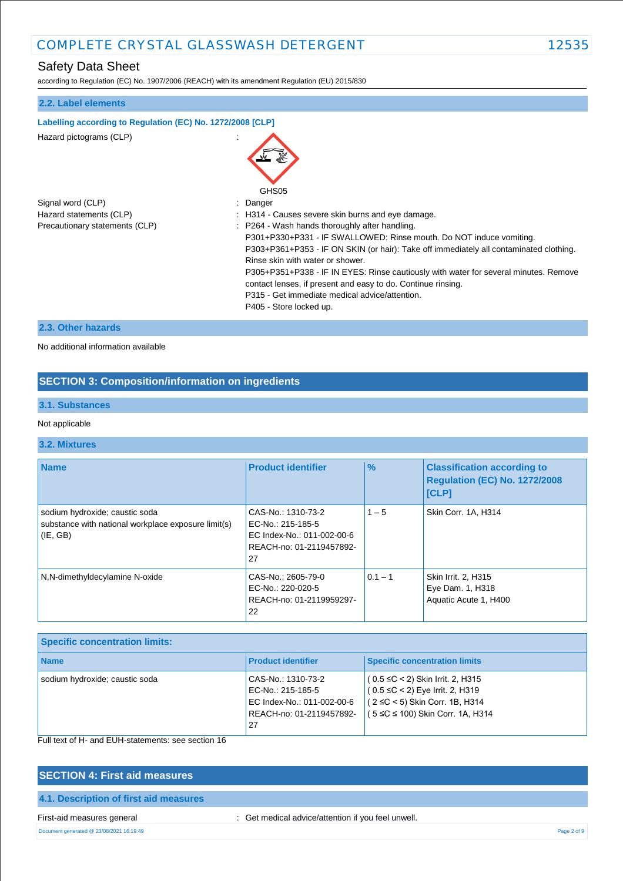### 2.2. Label elements

**Labelling according to Regulation (EC) No. 1272/2008 [CLP]**

Hazard pictograms (CLP) :

GHS05

Signal word (CLP) : Danger

Hazard statements (CLP) : H314 - Causes severe skin burns and eye damage.

Precautionary statements (CLP) : P264 - Wash hands thoroughly after handling.
P301+P330+P331 - IF SWALLOWED: Rinse mouth. Do NOT induce vomiting.
P303+P361+P353 - IF ON SKIN (or hair): Take off immediately all contaminated clothing. Rinse skin with water or shower.
P305+P351+P338 - IF IN EYES: Rinse cautiously with water for several minutes. Remove contact lenses, if present and easy to do. Continue rinsing.
P315 - Get immediate medical advice/attention.
P405 - Store locked up.

### 2.3. Other hazards

No additional information available

## SECTION 3: Composition/information on ingredients

### 3.1. Substances

Not applicable

### 3.2. Mixtures

| Name | Product identifier | % | Classification according to Regulation (EC) No. 1272/2008 [CLP] |
|---|---|---|---|
| sodium hydroxide; caustic soda<br>substance with national workplace exposure limit(s) (IE, GB) | CAS-No.: 1310-73-2<br>EC-No.: 215-185-5<br>EC Index-No.: 011-002-00-6<br>REACH-no: 01-2119457892-27 | 1 – 5 | Skin Corr. 1A, H314 |
| N,N-dimethyldecylamine N-oxide | CAS-No.: 2605-79-0<br>EC-No.: 220-020-5<br>REACH-no: 01-2119959297-22 | 0.1 – 1 | Skin Irrit. 2, H315<br>Eye Dam. 1, H318<br>Aquatic Acute 1, H400 |

| Specific concentration limits: | | |
|---|---|---|
| **Name** | **Product identifier** | **Specific concentration limits** |
| sodium hydroxide; caustic soda | CAS-No.: 1310-73-2<br>EC-No.: 215-185-5<br>EC Index-No.: 011-002-00-6<br>REACH-no: 01-2119457892-27 | ( 0.5 ≤C < 2) Skin Irrit. 2, H315<br>( 0.5 ≤C < 2) Eye Irrit. 2, H319<br>( 2 ≤C < 5) Skin Corr. 1B, H314<br>( 5 ≤C ≤ 100) Skin Corr. 1A, H314 |

Full text of H- and EUH-statements: see section 16

## SECTION 4: First aid measures

### 4.1. Description of first aid measures

First-aid measures general : Get medical advice/attention if you feel unwell.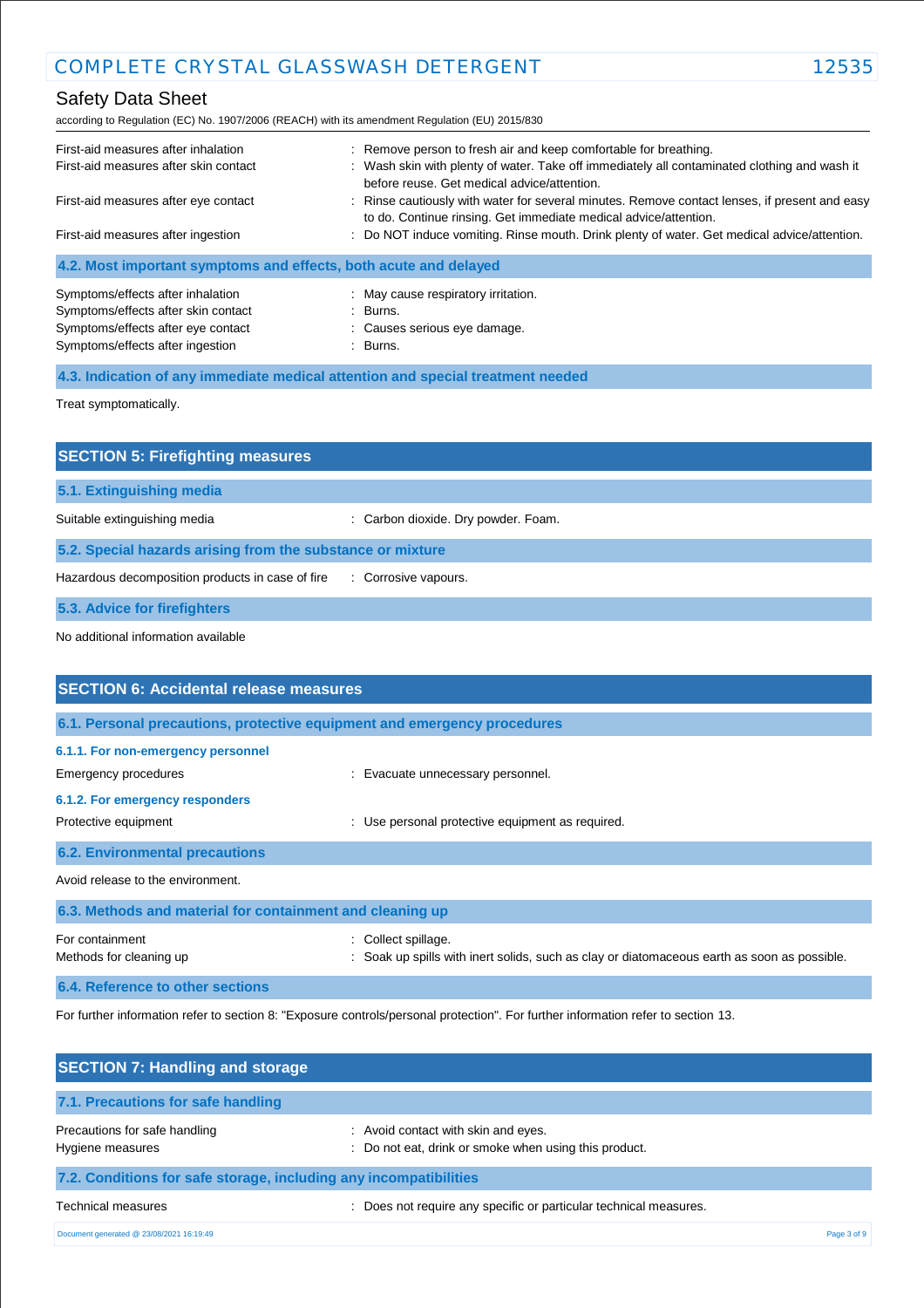| | |
|---|---|
| First-aid measures after inhalation | : Remove person to fresh air and keep comfortable for breathing. |
| First-aid measures after skin contact | : Wash skin with plenty of water. Take off immediately all contaminated clothing and wash it before reuse. Get medical advice/attention. |
| First-aid measures after eye contact | : Rinse cautiously with water for several minutes. Remove contact lenses, if present and easy to do. Continue rinsing. Get immediate medical advice/attention. |
| First-aid measures after ingestion | : Do NOT induce vomiting. Rinse mouth. Drink plenty of water. Get medical advice/attention. |

### 4.2. Most important symptoms and effects, both acute and delayed

| | |
|---|---|
| Symptoms/effects after inhalation | : May cause respiratory irritation. |
| Symptoms/effects after skin contact | : Burns. |
| Symptoms/effects after eye contact | : Causes serious eye damage. |
| Symptoms/effects after ingestion | : Burns. |

### 4.3. Indication of any immediate medical attention and special treatment needed

Treat symptomatically.

## SECTION 5: Firefighting measures

### 5.1. Extinguishing media

| | |
|---|---|
| Suitable extinguishing media | : Carbon dioxide. Dry powder. Foam. |

### 5.2. Special hazards arising from the substance or mixture

| | |
|---|---|
| Hazardous decomposition products in case of fire | : Corrosive vapours. |

### 5.3. Advice for firefighters

No additional information available

## SECTION 6: Accidental release measures

### 6.1. Personal precautions, protective equipment and emergency procedures

#### 6.1.1. For non-emergency personnel

| | |
|---|---|
| Emergency procedures | : Evacuate unnecessary personnel. |

#### 6.1.2. For emergency responders

| | |
|---|---|
| Protective equipment | : Use personal protective equipment as required. |

### 6.2. Environmental precautions

Avoid release to the environment.

### 6.3. Methods and material for containment and cleaning up

| | |
|---|---|
| For containment | : Collect spillage. |
| Methods for cleaning up | : Soak up spills with inert solids, such as clay or diatomaceous earth as soon as possible. |

### 6.4. Reference to other sections

For further information refer to section 8: "Exposure controls/personal protection". For further information refer to section 13.

## SECTION 7: Handling and storage

### 7.1. Precautions for safe handling

| | |
|---|---|
| Precautions for safe handling | : Avoid contact with skin and eyes. |
| Hygiene measures | : Do not eat, drink or smoke when using this product. |

### 7.2. Conditions for safe storage, including any incompatibilities

| | |
|---|---|
| Technical measures | : Does not require any specific or particular technical measures. |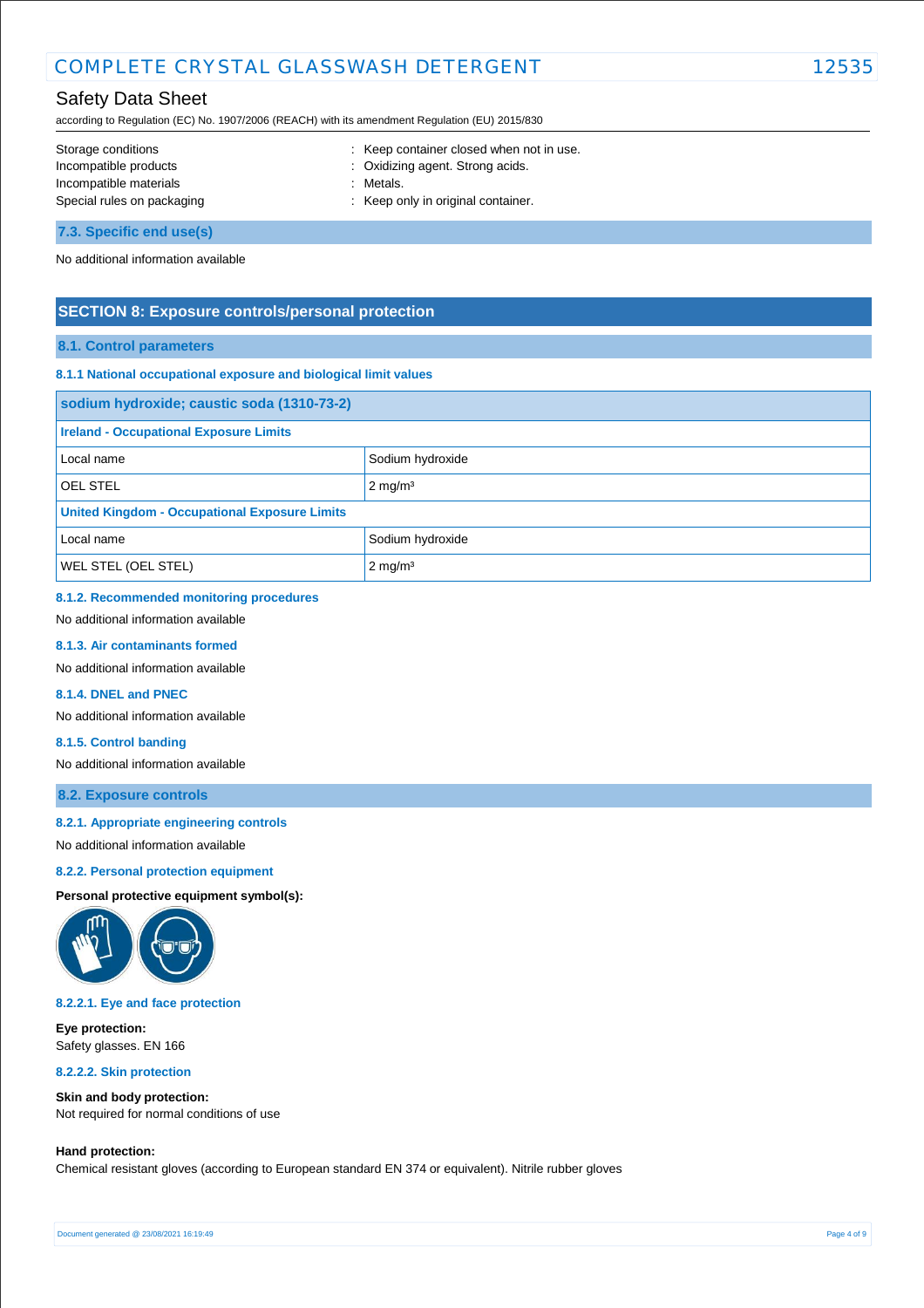| | |
|---|---|
| Storage conditions | : Keep container closed when not in use. |
| Incompatible products | : Oxidizing agent. Strong acids. |
| Incompatible materials | : Metals. |
| Special rules on packaging | : Keep only in original container. |

### 7.3. Specific end use(s)

No additional information available

## SECTION 8: Exposure controls/personal protection

### 8.1. Control parameters

#### 8.1.1 National occupational exposure and biological limit values

| sodium hydroxide; caustic soda (1310-73-2) | |
|---|---|
| **Ireland - Occupational Exposure Limits** | |
| Local name | Sodium hydroxide |
| OEL STEL | 2 mg/m³ |
| **United Kingdom - Occupational Exposure Limits** | |
| Local name | Sodium hydroxide |
| WEL STEL (OEL STEL) | 2 mg/m³ |

#### 8.1.2. Recommended monitoring procedures

No additional information available

#### 8.1.3. Air contaminants formed

No additional information available

#### 8.1.4. DNEL and PNEC

No additional information available

#### 8.1.5. Control banding

No additional information available

### 8.2. Exposure controls

#### 8.2.1. Appropriate engineering controls

No additional information available

#### 8.2.2. Personal protection equipment

**Personal protective equipment symbol(s):**

#### 8.2.2.1. Eye and face protection

**Eye protection:**
Safety glasses. EN 166

#### 8.2.2.2. Skin protection

**Skin and body protection:**
Not required for normal conditions of use

**Hand protection:**
Chemical resistant gloves (according to European standard EN 374 or equivalent). Nitrile rubber gloves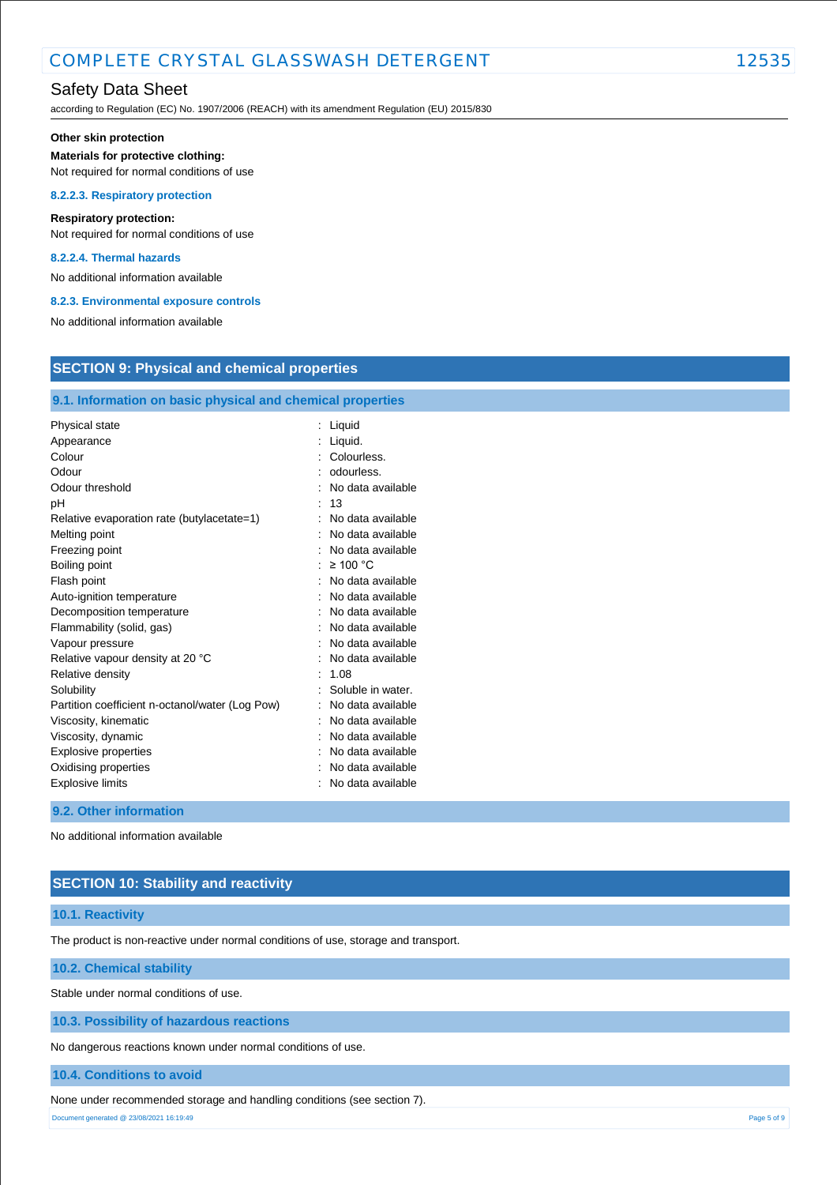**Other skin protection**

**Materials for protective clothing:**

Not required for normal conditions of use

#### 8.2.2.3. Respiratory protection

**Respiratory protection:**

Not required for normal conditions of use

#### 8.2.2.4. Thermal hazards

No additional information available

#### 8.2.3. Environmental exposure controls

No additional information available

## SECTION 9: Physical and chemical properties

### 9.1. Information on basic physical and chemical properties

| Property | Value |
|---|---|
| Physical state | : Liquid |
| Appearance | : Liquid. |
| Colour | : Colourless. |
| Odour | : odourless. |
| Odour threshold | : No data available |
| pH | : 13 |
| Relative evaporation rate (butylacetate=1) | : No data available |
| Melting point | : No data available |
| Freezing point | : No data available |
| Boiling point | : ≥ 100 °C |
| Flash point | : No data available |
| Auto-ignition temperature | : No data available |
| Decomposition temperature | : No data available |
| Flammability (solid, gas) | : No data available |
| Vapour pressure | : No data available |
| Relative vapour density at 20 °C | : No data available |
| Relative density | : 1.08 |
| Solubility | : Soluble in water. |
| Partition coefficient n-octanol/water (Log Pow) | : No data available |
| Viscosity, kinematic | : No data available |
| Viscosity, dynamic | : No data available |
| Explosive properties | : No data available |
| Oxidising properties | : No data available |
| Explosive limits | : No data available |

### 9.2. Other information

No additional information available

## SECTION 10: Stability and reactivity

### 10.1. Reactivity

The product is non-reactive under normal conditions of use, storage and transport.

### 10.2. Chemical stability

Stable under normal conditions of use.

### 10.3. Possibility of hazardous reactions

No dangerous reactions known under normal conditions of use.

### 10.4. Conditions to avoid

None under recommended storage and handling conditions (see section 7).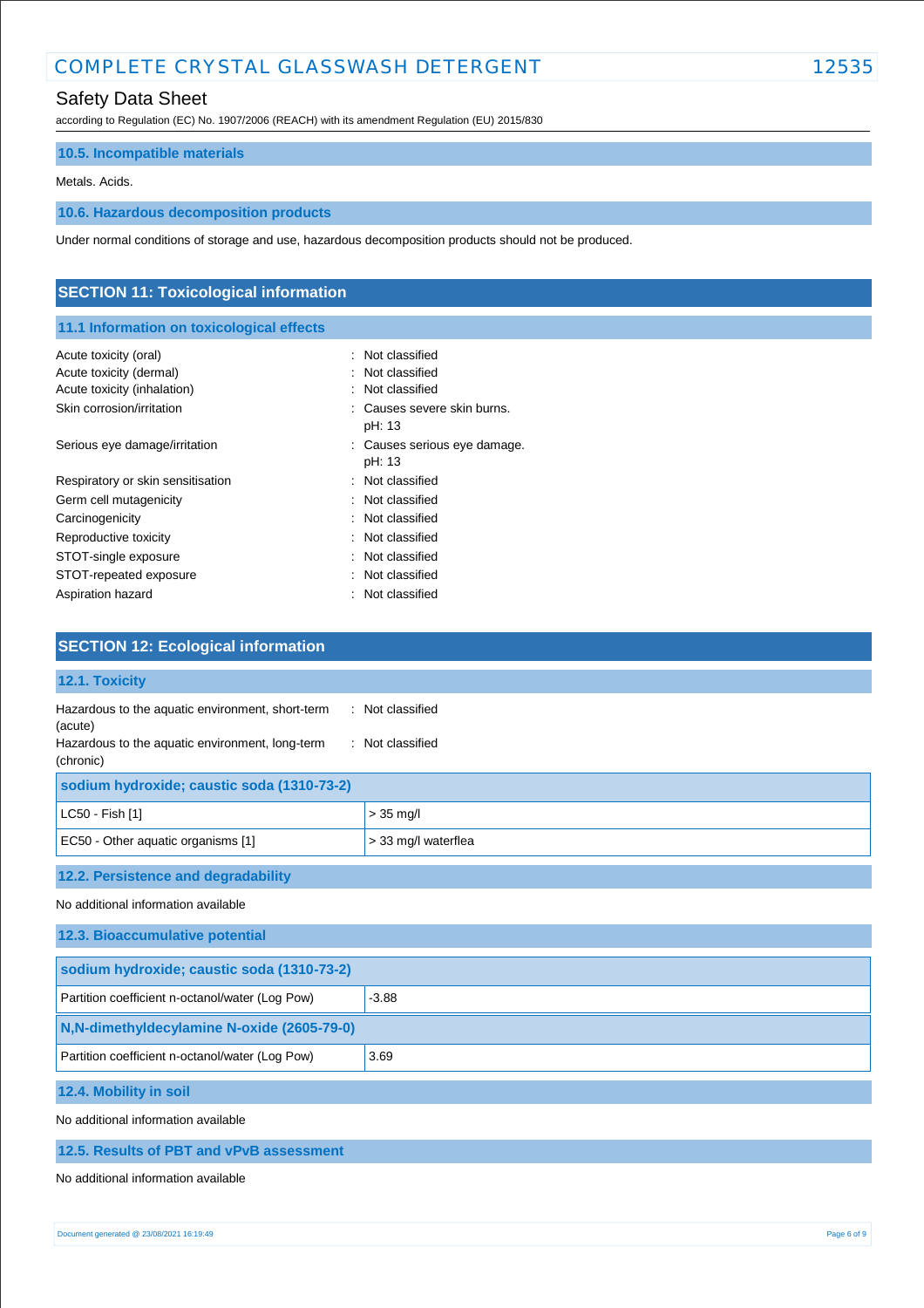### 10.5. Incompatible materials

Metals. Acids.

### 10.6. Hazardous decomposition products

Under normal conditions of storage and use, hazardous decomposition products should not be produced.

## SECTION 11: Toxicological information

### 11.1 Information on toxicological effects

| | |
|---|---|
| Acute toxicity (oral) | : Not classified |
| Acute toxicity (dermal) | : Not classified |
| Acute toxicity (inhalation) | : Not classified |
| Skin corrosion/irritation | : Causes severe skin burns. pH: 13 |
| Serious eye damage/irritation | : Causes serious eye damage. pH: 13 |
| Respiratory or skin sensitisation | : Not classified |
| Germ cell mutagenicity | : Not classified |
| Carcinogenicity | : Not classified |
| Reproductive toxicity | : Not classified |
| STOT-single exposure | : Not classified |
| STOT-repeated exposure | : Not classified |
| Aspiration hazard | : Not classified |

## SECTION 12: Ecological information

### 12.1. Toxicity

| | |
|---|---|
| Hazardous to the aquatic environment, short-term (acute) | : Not classified |
| Hazardous to the aquatic environment, long-term (chronic) | : Not classified |

| sodium hydroxide; caustic soda (1310-73-2) | |
|---|---|
| LC50 - Fish [1] | > 35 mg/l |
| EC50 - Other aquatic organisms [1] | > 33 mg/l waterflea |

### 12.2. Persistence and degradability

No additional information available

### 12.3. Bioaccumulative potential

| sodium hydroxide; caustic soda (1310-73-2) | |
|---|---|
| Partition coefficient n-octanol/water (Log Pow) | -3.88 |

| N,N-dimethyldecylamine N-oxide (2605-79-0) | |
|---|---|
| Partition coefficient n-octanol/water (Log Pow) | 3.69 |

### 12.4. Mobility in soil

No additional information available

### 12.5. Results of PBT and vPvB assessment

No additional information available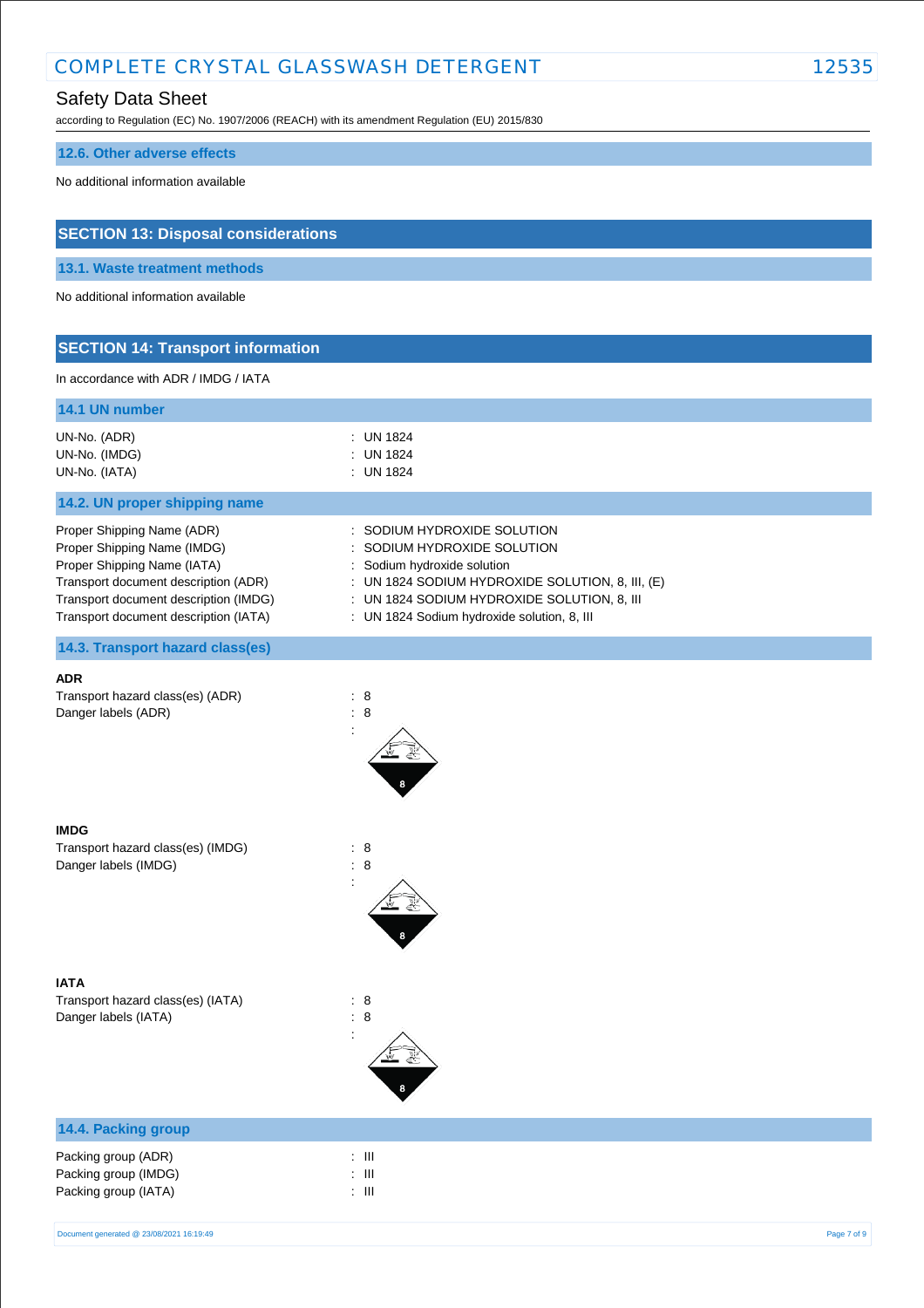### 12.6. Other adverse effects

No additional information available

## SECTION 13: Disposal considerations

### 13.1. Waste treatment methods

No additional information available

## SECTION 14: Transport information

In accordance with ADR / IMDG / IATA

### 14.1 UN number

| | |
|---|---|
| UN-No. (ADR) | : UN 1824 |
| UN-No. (IMDG) | : UN 1824 |
| UN-No. (IATA) | : UN 1824 |

### 14.2. UN proper shipping name

| | |
|---|---|
| Proper Shipping Name (ADR) | : SODIUM HYDROXIDE SOLUTION |
| Proper Shipping Name (IMDG) | : SODIUM HYDROXIDE SOLUTION |
| Proper Shipping Name (IATA) | : Sodium hydroxide solution |
| Transport document description (ADR) | : UN 1824 SODIUM HYDROXIDE SOLUTION, 8, III, (E) |
| Transport document description (IMDG) | : UN 1824 SODIUM HYDROXIDE SOLUTION, 8, III |
| Transport document description (IATA) | : UN 1824 Sodium hydroxide solution, 8, III |

### 14.3. Transport hazard class(es)

**ADR**

| | |
|---|---|
| Transport hazard class(es) (ADR) | : 8 |
| Danger labels (ADR) | : 8 |

**IMDG**

| | |
|---|---|
| Transport hazard class(es) (IMDG) | : 8 |
| Danger labels (IMDG) | : 8 |

**IATA**

| | |
|---|---|
| Transport hazard class(es) (IATA) | : 8 |
| Danger labels (IATA) | : 8 |

### 14.4. Packing group

| | |
|---|---|
| Packing group (ADR) | : III |
| Packing group (IMDG) | : III |
| Packing group (IATA) | : III |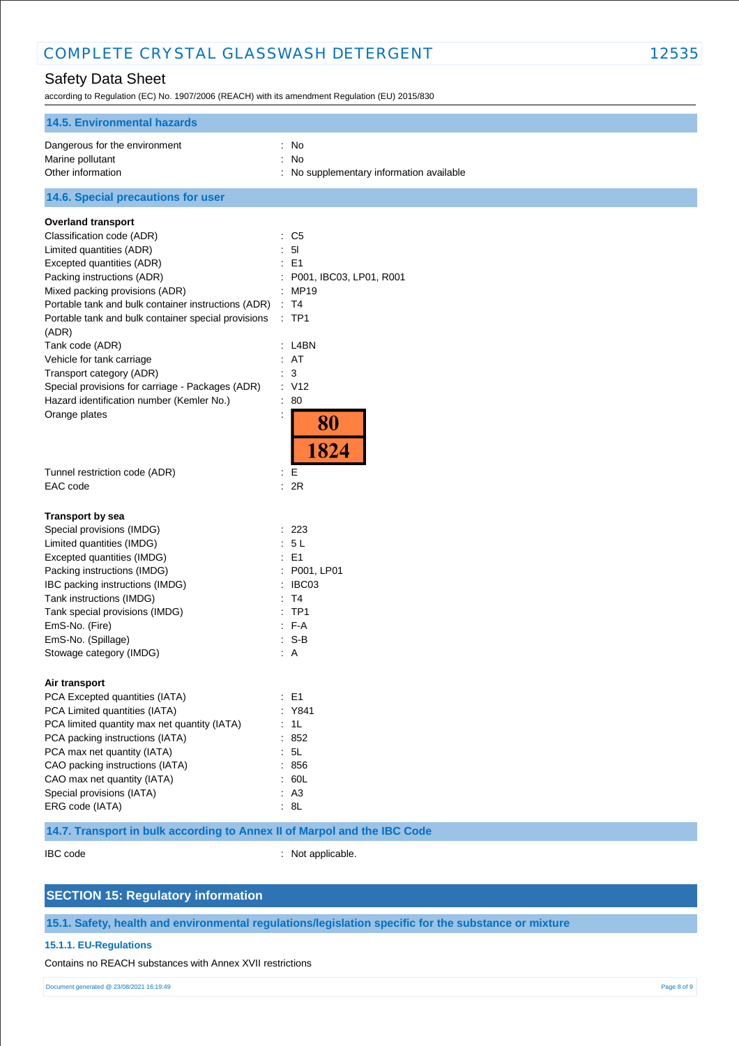## 14.5. Environmental hazards

| | |
|---|---|
| Dangerous for the environment | : No |
| Marine pollutant | : No |
| Other information | : No supplementary information available |

## 14.6. Special precautions for user

**Overland transport**

| | |
|---|---|
| Classification code (ADR) | : C5 |
| Limited quantities (ADR) | : 5l |
| Excepted quantities (ADR) | : E1 |
| Packing instructions (ADR) | : P001, IBC03, LP01, R001 |
| Mixed packing provisions (ADR) | : MP19 |
| Portable tank and bulk container instructions (ADR) | : T4 |
| Portable tank and bulk container special provisions (ADR) | : TP1 |
| Tank code (ADR) | : L4BN |
| Vehicle for tank carriage | : AT |
| Transport category (ADR) | : 3 |
| Special provisions for carriage - Packages (ADR) | : V12 |
| Hazard identification number (Kemler No.) | : 80 |
| Orange plates | : 80 / 1824 |
| Tunnel restriction code (ADR) | : E |
| EAC code | : 2R |

**Transport by sea**

| | |
|---|---|
| Special provisions (IMDG) | : 223 |
| Limited quantities (IMDG) | : 5 L |
| Excepted quantities (IMDG) | : E1 |
| Packing instructions (IMDG) | : P001, LP01 |
| IBC packing instructions (IMDG) | : IBC03 |
| Tank instructions (IMDG) | : T4 |
| Tank special provisions (IMDG) | : TP1 |
| EmS-No. (Fire) | : F-A |
| EmS-No. (Spillage) | : S-B |
| Stowage category (IMDG) | : A |

**Air transport**

| | |
|---|---|
| PCA Excepted quantities (IATA) | : E1 |
| PCA Limited quantities (IATA) | : Y841 |
| PCA limited quantity max net quantity (IATA) | : 1L |
| PCA packing instructions (IATA) | : 852 |
| PCA max net quantity (IATA) | : 5L |
| CAO packing instructions (IATA) | : 856 |
| CAO max net quantity (IATA) | : 60L |
| Special provisions (IATA) | : A3 |
| ERG code (IATA) | : 8L |

## 14.7. Transport in bulk according to Annex II of Marpol and the IBC Code

| | |
|---|---|
| IBC code | : Not applicable. |

# SECTION 15: Regulatory information

## 15.1. Safety, health and environmental regulations/legislation specific for the substance or mixture

### 15.1.1. EU-Regulations

Contains no REACH substances with Annex XVII restrictions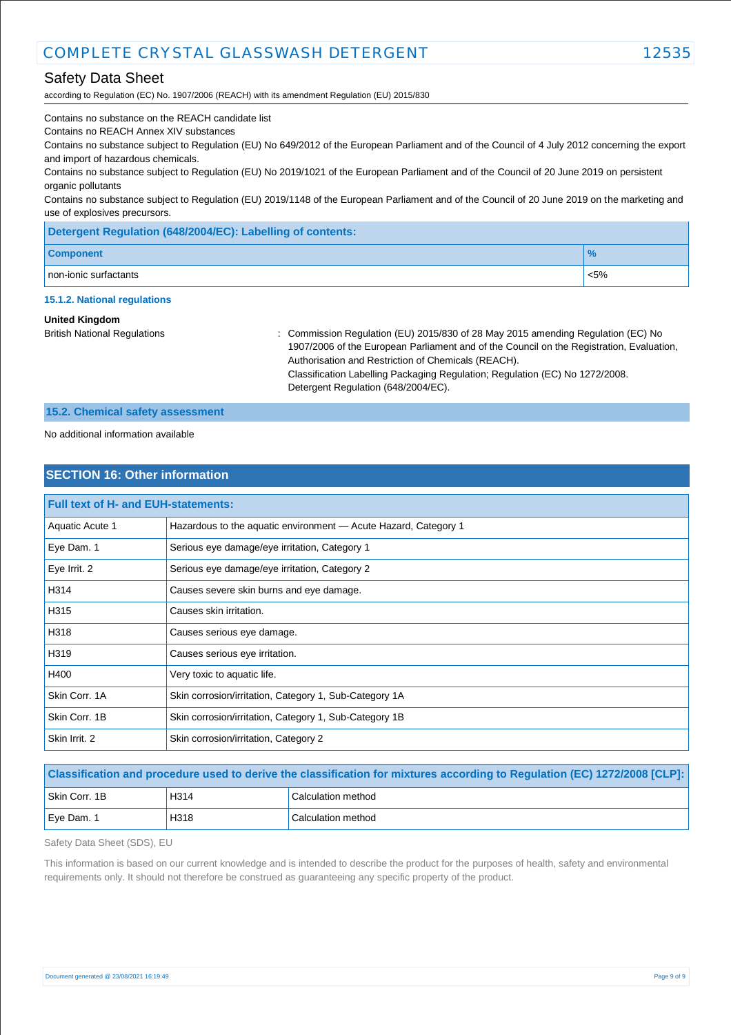Contains no substance on the REACH candidate list

Contains no REACH Annex XIV substances

Contains no substance subject to Regulation (EU) No 649/2012 of the European Parliament and of the Council of 4 July 2012 concerning the export and import of hazardous chemicals.

Contains no substance subject to Regulation (EU) No 2019/1021 of the European Parliament and of the Council of 20 June 2019 on persistent organic pollutants

Contains no substance subject to Regulation (EU) 2019/1148 of the European Parliament and of the Council of 20 June 2019 on the marketing and use of explosives precursors.

| Detergent Regulation (648/2004/EC): Labelling of contents: | |
|---|---|
| **Component** | **%** |
| non-ionic surfactants | <5% |

#### 15.1.2. National regulations

**United Kingdom**

British National Regulations : Commission Regulation (EU) 2015/830 of 28 May 2015 amending Regulation (EC) No 1907/2006 of the European Parliament and of the Council on the Registration, Evaluation, Authorisation and Restriction of Chemicals (REACH).
Classification Labelling Packaging Regulation; Regulation (EC) No 1272/2008.
Detergent Regulation (648/2004/EC).

### 15.2. Chemical safety assessment

No additional information available

## SECTION 16: Other information

| Full text of H- and EUH-statements: | |
|---|---|
| Aquatic Acute 1 | Hazardous to the aquatic environment — Acute Hazard, Category 1 |
| Eye Dam. 1 | Serious eye damage/eye irritation, Category 1 |
| Eye Irrit. 2 | Serious eye damage/eye irritation, Category 2 |
| H314 | Causes severe skin burns and eye damage. |
| H315 | Causes skin irritation. |
| H318 | Causes serious eye damage. |
| H319 | Causes serious eye irritation. |
| H400 | Very toxic to aquatic life. |
| Skin Corr. 1A | Skin corrosion/irritation, Category 1, Sub-Category 1A |
| Skin Corr. 1B | Skin corrosion/irritation, Category 1, Sub-Category 1B |
| Skin Irrit. 2 | Skin corrosion/irritation, Category 2 |

| Classification and procedure used to derive the classification for mixtures according to Regulation (EC) 1272/2008 [CLP]: | | |
|---|---|---|
| Skin Corr. 1B | H314 | Calculation method |
| Eye Dam. 1 | H318 | Calculation method |

Safety Data Sheet (SDS), EU

This information is based on our current knowledge and is intended to describe the product for the purposes of health, safety and environmental requirements only. It should not therefore be construed as guaranteeing any specific property of the product.